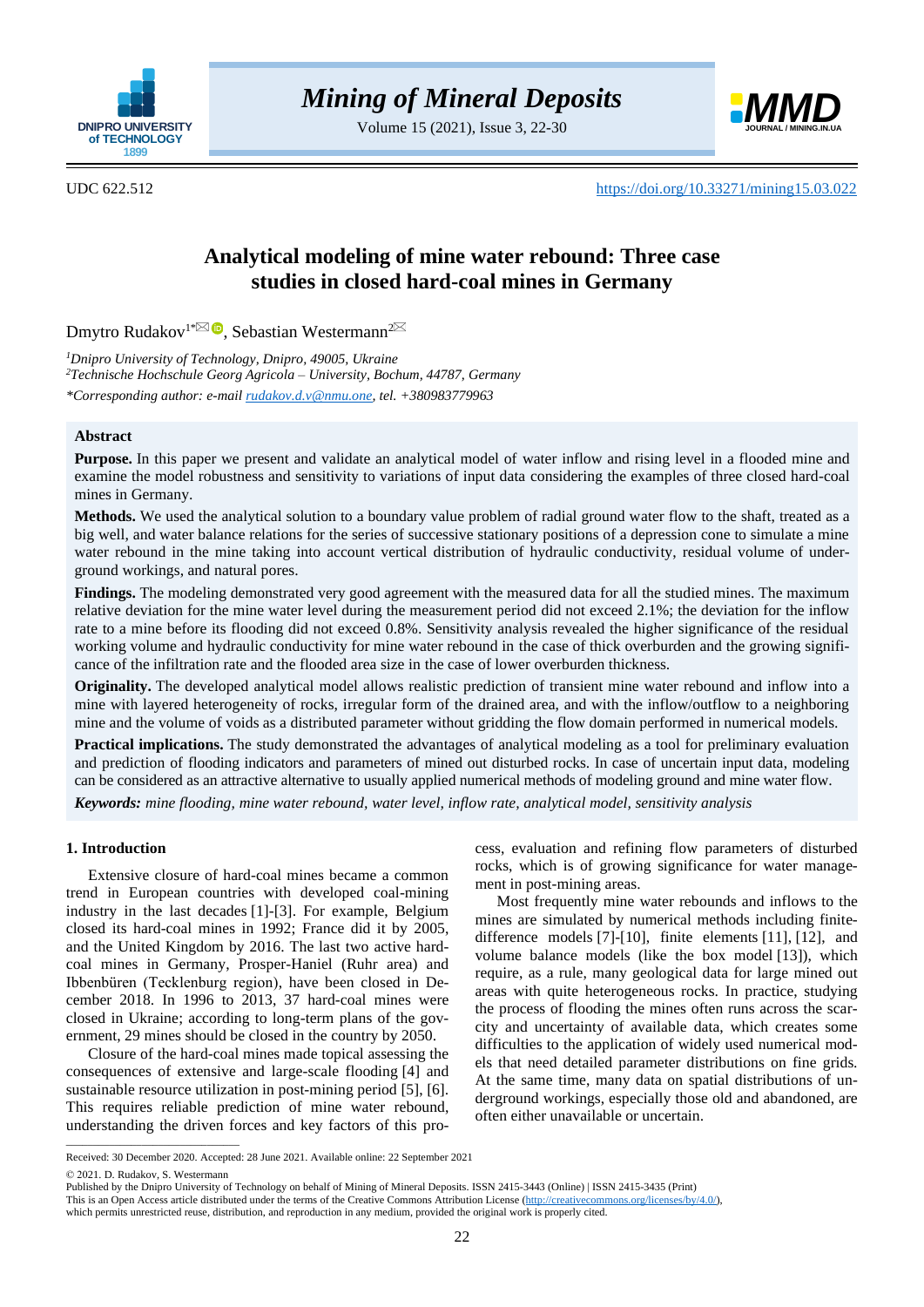UDC 622.512 https://doi.org/10.33271/mining15.03.022

# Analytical modeling of mine water rebound: Three case studies in closed hard-coal mines in Germany

Dmytro Rudakov[1*], Sebastian Westermann[2]

[1]*Dnipro University of Technology, Dnipro, 49005, Ukraine*
[2]*Technische Hochschule Georg Agricola – University, Bochum, 44787, Germany*
*\*Corresponding author: e-mail rudakov.d.v@nmu.one, tel. +380983779963*

## Abstract

**Purpose.** In this paper we present and validate an analytical model of water inflow and rising level in a flooded mine and examine the model robustness and sensitivity to variations of input data considering the examples of three closed hard-coal mines in Germany.

**Methods.** We used the analytical solution to a boundary value problem of radial ground water flow to the shaft, treated as a big well, and water balance relations for the series of successive stationary positions of a depression cone to simulate a mine water rebound in the mine taking into account vertical distribution of hydraulic conductivity, residual volume of underground workings, and natural pores.

**Findings.** The modeling demonstrated very good agreement with the measured data for all the studied mines. The maximum relative deviation for the mine water level during the measurement period did not exceed 2.1%; the deviation for the inflow rate to a mine before its flooding did not exceed 0.8%. Sensitivity analysis revealed the higher significance of the residual working volume and hydraulic conductivity for mine water rebound in the case of thick overburden and the growing significance of the infiltration rate and the flooded area size in the case of lower overburden thickness.

**Originality.** The developed analytical model allows realistic prediction of transient mine water rebound and inflow into a mine with layered heterogeneity of rocks, irregular form of the drained area, and with the inflow/outflow to a neighboring mine and the volume of voids as a distributed parameter without gridding the flow domain performed in numerical models.

**Practical implications.** The study demonstrated the advantages of analytical modeling as a tool for preliminary evaluation and prediction of flooding indicators and parameters of mined out disturbed rocks. In case of uncertain input data, modeling can be considered as an attractive alternative to usually applied numerical methods of modeling ground and mine water flow.

***Keywords:*** *mine flooding, mine water rebound, water level, inflow rate, analytical model, sensitivity analysis*

## 1. Introduction

Extensive closure of hard-coal mines became a common trend in European countries with developed coal-mining industry in the last decades [1]-[3]. For example, Belgium closed its hard-coal mines in 1992; France did it by 2005, and the United Kingdom by 2016. The last two active hard-coal mines in Germany, Prosper-Haniel (Ruhr area) and Ibbenbüren (Tecklenburg region), have been closed in December 2018. In 1996 to 2013, 37 hard-coal mines were closed in Ukraine; according to long-term plans of the government, 29 mines should be closed in the country by 2050.

Closure of the hard-coal mines made topical assessing the consequences of extensive and large-scale flooding [4] and sustainable resource utilization in post-mining period [5], [6]. This requires reliable prediction of mine water rebound, understanding the driven forces and key factors of this process, evaluation and refining flow parameters of disturbed rocks, which is of growing significance for water management in post-mining areas.

Most frequently mine water rebounds and inflows to the mines are simulated by numerical methods including finite-difference models [7]-[10], finite elements [11], [12], and volume balance models (like the box model [13]), which require, as a rule, many geological data for large mined out areas with quite heterogeneous rocks. In practice, studying the process of flooding the mines often runs across the scarcity and uncertainty of available data, which creates some difficulties to the application of widely used numerical models that need detailed parameter distributions on fine grids. At the same time, many data on spatial distributions of underground workings, especially those old and abandoned, are often either unavailable or uncertain.

Received: 30 December 2020. Accepted: 28 June 2021. Available online: 22 September 2021

© 2021. D. Rudakov, S. Westermann

Published by the Dnipro University of Technology on behalf of Mining of Mineral Deposits. ISSN 2415-3443 (Online) | ISSN 2415-3435 (Print)
This is an Open Access article distributed under the terms of the Creative Commons Attribution License (http://creativecommons.org/licenses/by/4.0/), which permits unrestricted reuse, distribution, and reproduction in any medium, provided the original work is properly cited.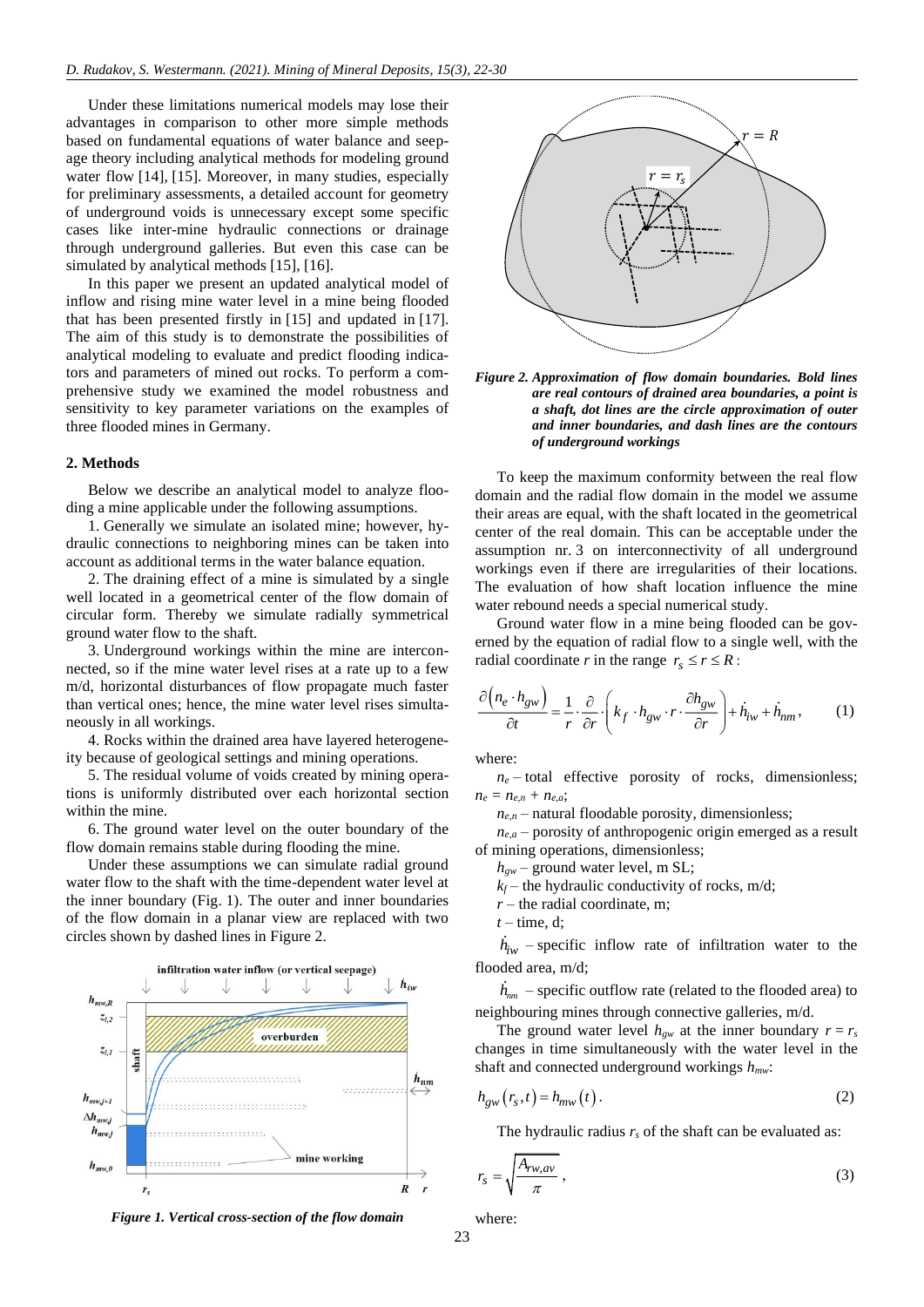Under these limitations numerical models may lose their advantages in comparison to other more simple methods based on fundamental equations of water balance and seepage theory including analytical methods for modeling ground water flow [14], [15]. Moreover, in many studies, especially for preliminary assessments, a detailed account for geometry of underground voids is unnecessary except some specific cases like inter-mine hydraulic connections or drainage through underground galleries. But even this case can be simulated by analytical methods [15], [16].

In this paper we present an updated analytical model of inflow and rising mine water level in a mine being flooded that has been presented firstly in [15] and updated in [17]. The aim of this study is to demonstrate the possibilities of analytical modeling to evaluate and predict flooding indicators and parameters of mined out rocks. To perform a comprehensive study we examined the model robustness and sensitivity to key parameter variations on the examples of three flooded mines in Germany.

## 2. Methods

Below we describe an analytical model to analyze flooding a mine applicable under the following assumptions.

1. Generally we simulate an isolated mine; however, hydraulic connections to neighboring mines can be taken into account as additional terms in the water balance equation.

2. The draining effect of a mine is simulated by a single well located in a geometrical center of the flow domain of circular form. Thereby we simulate radially symmetrical ground water flow to the shaft.

3. Underground workings within the mine are interconnected, so if the mine water level rises at a rate up to a few m/d, horizontal disturbances of flow propagate much faster than vertical ones; hence, the mine water level rises simultaneously in all workings.

4. Rocks within the drained area have layered heterogeneity because of geological settings and mining operations.

5. The residual volume of voids created by mining operations is uniformly distributed over each horizontal section within the mine.

6. The ground water level on the outer boundary of the flow domain remains stable during flooding the mine.

Under these assumptions we can simulate radial ground water flow to the shaft with the time-dependent water level at the inner boundary (Fig. 1). The outer and inner boundaries of the flow domain in a planar view are replaced with two circles shown by dashed lines in Figure 2.

*Figure 1. Vertical cross-section of the flow domain*

*Figure 2. Approximation of flow domain boundaries. Bold lines are real contours of drained area boundaries, a point is a shaft, dot lines are the circle approximation of outer and inner boundaries, and dash lines are the contours of underground workings*

To keep the maximum conformity between the real flow domain and the radial flow domain in the model we assume their areas are equal, with the shaft located in the geometrical center of the real domain. This can be acceptable under the assumption nr. 3 on interconnectivity of all underground workings even if there are irregularities of their locations. The evaluation of how shaft location influence the mine water rebound needs a special numerical study.

Ground water flow in a mine being flooded can be governed by the equation of radial flow to a single well, with the radial coordinate $r$ in the range $r_s \le r \le R$:

$$\frac{\partial \left(n_e \cdot h_{gw}\right)}{\partial t} = \frac{1}{r} \cdot \frac{\partial}{\partial r} \cdot \left( k_f \cdot h_{gw} \cdot r \cdot \frac{\partial h_{gw}}{\partial r} \right) + \dot{h}_{iw} + \dot{h}_{nm}, \qquad (1)$$

where:

$n_e$ – total effective porosity of rocks, dimensionless; $n_e = n_{e,n} + n_{e,a}$;

$n_{e,n}$ – natural floodable porosity, dimensionless;

$n_{e,a}$ – porosity of anthropogenic origin emerged as a result of mining operations, dimensionless;

$h_{gw}$ – ground water level, m SL;

$k_f$ – the hydraulic conductivity of rocks, m/d;

$r$ – the radial coordinate, m;

$t$ – time, d;

$\dot{h}_{iw}$ – specific inflow rate of infiltration water to the flooded area, m/d;

$\dot{h}_{nm}$ – specific outflow rate (related to the flooded area) to neighbouring mines through connective galleries, m/d.

The ground water level $h_{gw}$ at the inner boundary $r = r_s$ changes in time simultaneously with the water level in the shaft and connected underground workings $h_{mw}$:

$$h_{gw}\left(r_s, t\right) = h_{mw}\left(t\right). \qquad (2)$$

The hydraulic radius $r_s$ of the shaft can be evaluated as:

$$r_s = \sqrt{\frac{A_{rw,av}}{\pi}}, \qquad (3)$$

where: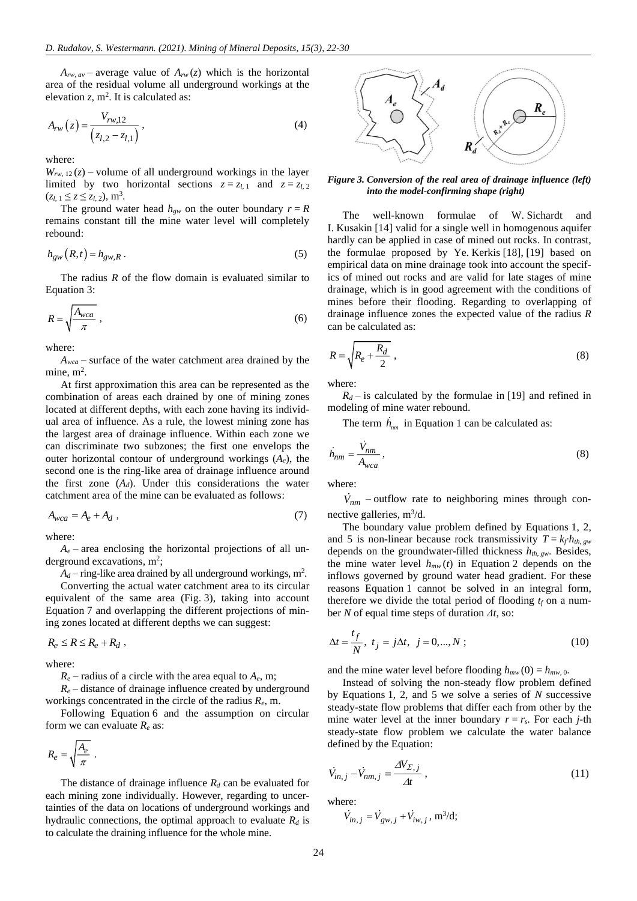$A_{rw,\,av}$ – average value of $A_{rw}(z)$ which is the horizontal area of the residual volume all underground workings at the elevation $z$, m$^2$. It is calculated as:

$$A_{rw}(z) = \frac{V_{rw,12}}{(z_{l,2} - z_{l,1})}, \tag{4}$$

where:

$W_{rw,\,12}(z)$ – volume of all underground workings in the layer limited by two horizontal sections $z = z_{l,\,1}$ and $z = z_{l,\,2}$ $(z_{l,\,1} \le z \le z_{l,\,2})$, m$^3$.

The ground water head $h_{gw}$ on the outer boundary $r = R$ remains constant till the mine water level will completely rebound:

$$h_{gw}(R,t) = h_{gw,R}\,. \tag{5}$$

The radius $R$ of the flow domain is evaluated similar to Equation 3:

$$R = \sqrt{\frac{A_{wca}}{\pi}}\,, \tag{6}$$

where:

$A_{wca}$ – surface of the water catchment area drained by the mine, m$^2$.

At first approximation this area can be represented as the combination of areas each drained by one of mining zones located at different depths, with each zone having its individual area of influence. As a rule, the lowest mining zone has the largest area of drainage influence. Within each zone we can discriminate two subzones; the first one envelops the outer horizontal contour of underground workings ($A_e$), the second one is the ring-like area of drainage influence around the first zone ($A_d$). Under this considerations the water catchment area of the mine can be evaluated as follows:

$$A_{wca} = A_e + A_d\,, \tag{7}$$

where:

$A_e$ – area enclosing the horizontal projections of all underground excavations, m$^2$;

$A_d$ – ring-like area drained by all underground workings, m$^2$.

Converting the actual water catchment area to its circular equivalent of the same area (Fig. 3), taking into account Equation 7 and overlapping the different projections of mining zones located at different depths we can suggest:

$$R_e \le R \le R_e + R_d\,,$$

where:

$R_e$ – radius of a circle with the area equal to $A_e$, m;

$R_e$ – distance of drainage influence created by underground workings concentrated in the circle of the radius $R_e$, m.

Following Equation 6 and the assumption on circular form we can evaluate $R_e$ as:

$$R_e = \sqrt{\frac{A_e}{\pi}}\,.$$

The distance of drainage influence $R_d$ can be evaluated for each mining zone individually. However, regarding to uncertainties of the data on locations of underground workings and hydraulic connections, the optimal approach to evaluate $R_d$ is to calculate the draining influence for the whole mine.

*Figure 3. Conversion of the real area of drainage influence (left) into the model-confirming shape (right)*

The well-known formulae of W. Sichardt and I. Kusakin [14] valid for a single well in homogenous aquifer hardly can be applied in case of mined out rocks. In contrast, the formulae proposed by Ye. Kerkis [18], [19] based on empirical data on mine drainage took into account the specifics of mined out rocks and are valid for late stages of mine drainage, which is in good agreement with the conditions of mines before their flooding. Regarding to overlapping of drainage influence zones the expected value of the radius $R$ can be calculated as:

$$R = \sqrt{R_e + \frac{R_d}{2}}\,, \tag{8}$$

where:

$R_d$ – is calculated by the formulae in [19] and refined in modeling of mine water rebound.

The term $\dot{h}_{nm}$ in Equation 1 can be calculated as:

$$\dot{h}_{nm} = \frac{\dot{V}_{nm}}{A_{wca}}\,, \tag{8}$$

where:

$\dot{V}_{nm}$ – outflow rate to neighboring mines through connective galleries, m$^3$/d.

The boundary value problem defined by Equations 1, 2, and 5 is non-linear because rock transmissivity $T = k_f h_{th,\,gw}$ depends on the groundwater-filled thickness $h_{th,\,gw}$. Besides, the mine water level $h_{mw}(t)$ in Equation 2 depends on the inflows governed by ground water head gradient. For these reasons Equation 1 cannot be solved in an integral form, therefore we divide the total period of flooding $t_f$ on a number $N$ of equal time steps of duration $\Delta t$, so:

$$\Delta t = \frac{t_f}{N},\; t_j = j\Delta t,\;\; j = 0,...,N\,; \tag{10}$$

and the mine water level before flooding $h_{mw}(0) = h_{mw,\,0}$.

Instead of solving the non-steady flow problem defined by Equations 1, 2, and 5 we solve a series of $N$ successive steady-state flow problems that differ each from other by the mine water level at the inner boundary $r = r_s$. For each $j$-th steady-state flow problem we calculate the water balance defined by the Equation:

$$\dot{V}_{in,\,j} - \dot{V}_{nm,\,j} = \frac{\Delta V_{\Sigma,\,j}}{\Delta t}\,, \tag{11}$$

where:

$\dot{V}_{in,\,j} = \dot{V}_{gw,\,j} + \dot{V}_{iw,\,j}$, m$^3$/d;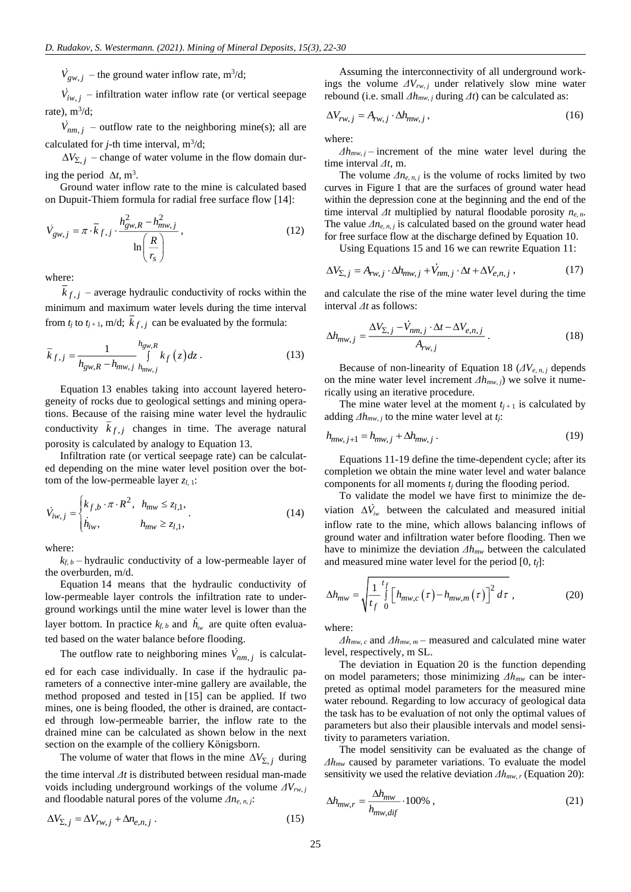$\dot{V}_{gw,j}$ – the ground water inflow rate, m$^3$/d;

$\dot{V}_{iw,j}$ – infiltration water inflow rate (or vertical seepage rate), m$^3$/d;

$\dot{V}_{nm,j}$ – outflow rate to the neighboring mine(s); all are calculated for *j*-th time interval, m$^3$/d;

$\Delta V_{\Sigma,j}$ – change of water volume in the flow domain during the period $\Delta t$, m$^3$.

Ground water inflow rate to the mine is calculated based on Dupuit-Thiem formula for radial free surface flow [14]:

$$\dot{V}_{gw,j} = \pi \cdot \bar{k}_{f,j} \cdot \frac{h_{gw,R}^2 - h_{mw,j}^2}{\ln\left(\frac{R}{r_s}\right)}, \tag{12}$$

where:

$\bar{k}_{f,j}$ – average hydraulic conductivity of rocks within the minimum and maximum water levels during the time interval from $t_j$ to $t_{j+1}$, m/d; $\bar{k}_{f,j}$ can be evaluated by the formula:

$$\bar{k}_{f,j} = \frac{1}{h_{gw,R} - h_{mw,j}} \int_{h_{mw,j}}^{h_{gw,R}} k_f(z)\,dz. \tag{13}$$

Equation 13 enables taking into account layered heterogeneity of rocks due to geological settings and mining operations. Because of the raising mine water level the hydraulic conductivity $\bar{k}_{f,j}$ changes in time. The average natural porosity is calculated by analogy to Equation 13.

Infiltration rate (or vertical seepage rate) can be calculated depending on the mine water level position over the bottom of the low-permeable layer $z_{l,1}$:

$$\dot{V}_{iw,j} = \begin{cases} k_{f,b} \cdot \pi \cdot R^2, & h_{mw} \le z_{l,1}, \\ \dot{h}_{iw}, & h_{mw} \ge z_{l,1}, \end{cases} \tag{14}$$

where:

$k_{f,b}$ – hydraulic conductivity of a low-permeable layer of the overburden, m/d.

Equation 14 means that the hydraulic conductivity of low-permeable layer controls the infiltration rate to underground workings until the mine water level is lower than the layer bottom. In practice $k_{f,b}$ and $\dot{h}_{iw}$ are quite often evaluated based on the water balance before flooding.

The outflow rate to neighboring mines $\dot{V}_{nm,j}$ is calculated for each case individually. In case if the hydraulic parameters of a connective inter-mine gallery are available, the method proposed and tested in [15] can be applied. If two mines, one is being flooded, the other is drained, are contacted through low-permeable barrier, the inflow rate to the drained mine can be calculated as shown below in the next section on the example of the colliery Königsborn.

The volume of water that flows in the mine $\Delta V_{\Sigma,j}$ during the time interval $\Delta t$ is distributed between residual man-made voids including underground workings of the volume $\Delta V_{rw,j}$ and floodable natural pores of the volume $\Delta n_{e,n,j}$:

$$\Delta V_{\Sigma,j} = \Delta V_{rw,j} + \Delta n_{e,n,j}. \tag{15}$$

Assuming the interconnectivity of all underground workings the volume $\Delta V_{rw,j}$ under relatively slow mine water rebound (i.e. small $\Delta h_{mw,j}$ during $\Delta t$) can be calculated as:

$$\Delta V_{rw,j} = A_{rw,j} \cdot \Delta h_{mw,j}, \tag{16}$$

where:

$\Delta h_{mw,j}$ – increment of the mine water level during the time interval $\Delta t$, m.

The volume $\Delta n_{e,n,j}$ is the volume of rocks limited by two curves in Figure 1 that are the surfaces of ground water head within the depression cone at the beginning and the end of the time interval $\Delta t$ multiplied by natural floodable porosity $n_{e,n}$. The value $\Delta n_{e,n,j}$ is calculated based on the ground water head for free surface flow at the discharge defined by Equation 10.

Using Equations 15 and 16 we can rewrite Equation 11:

$$\Delta V_{\Sigma,j} = A_{rw,j} \cdot \Delta h_{mw,j} + \dot{V}_{nm,j} \cdot \Delta t + \Delta V_{e,n,j}, \tag{17}$$

and calculate the rise of the mine water level during the time interval $\Delta t$ as follows:

$$\Delta h_{mw,j} = \frac{\Delta V_{\Sigma,j} - \dot{V}_{nm,j} \cdot \Delta t - \Delta V_{e,n,j}}{A_{rw,j}}. \tag{18}$$

Because of non-linearity of Equation 18 ($\Delta V_{e,n,j}$ depends on the mine water level increment $\Delta h_{mw,j}$) we solve it numerically using an iterative procedure.

The mine water level at the moment $t_{j+1}$ is calculated by adding $\Delta h_{mw,j}$ to the mine water level at $t_j$:

$$h_{mw,j+1} = h_{mw,j} + \Delta h_{mw,j}. \tag{19}$$

Equations 11-19 define the time-dependent cycle; after its completion we obtain the mine water level and water balance components for all moments $t_j$ during the flooding period.

To validate the model we have first to minimize the deviation $\Delta \dot{V}_{iw}$ between the calculated and measured initial inflow rate to the mine, which allows balancing inflows of ground water and infiltration water before flooding. Then we have to minimize the deviation $\Delta h_{mw}$ between the calculated and measured mine water level for the period $[0, t_f]$:

$$\Delta h_{mw} = \sqrt{\frac{1}{t_f} \int_0^{t_f} \left[h_{mw,c}(\tau) - h_{mw,m}(\tau)\right]^2 d\tau}, \tag{20}$$

where:

$\Delta h_{mw,c}$ and $\Delta h_{mw,m}$ – measured and calculated mine water level, respectively, m SL.

The deviation in Equation 20 is the function depending on model parameters; those minimizing $\Delta h_{mw}$ can be interpreted as optimal model parameters for the measured mine water rebound. Regarding to low accuracy of geological data the task has to be evaluation of not only the optimal values of parameters but also their plausible intervals and model sensitivity to parameters variation.

The model sensitivity can be evaluated as the change of $\Delta h_{mw}$ caused by parameter variations. To evaluate the model sensitivity we used the relative deviation $\Delta h_{mw,r}$ (Equation 20):

$$\Delta h_{mw,r} = \frac{\Delta h_{mw}}{h_{mw,dif}} \cdot 100\%, \tag{21}$$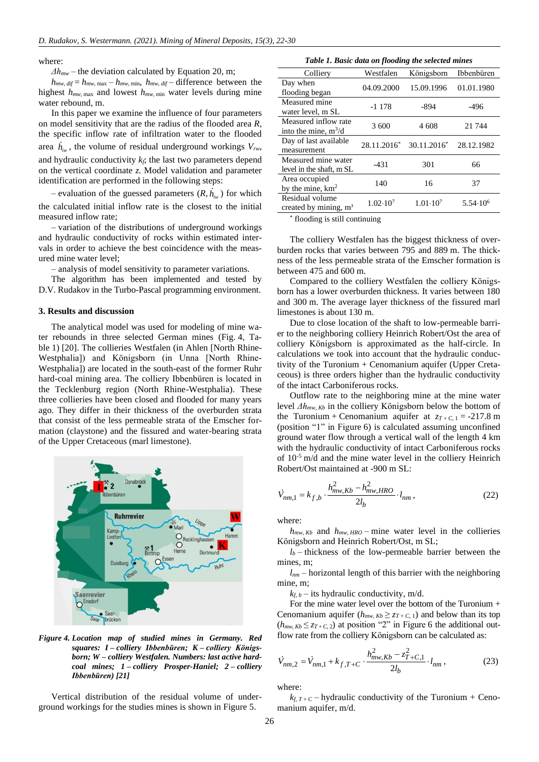where:

$\Delta h_{mw}$ – the deviation calculated by Equation 20, m;

$h_{mw,\,dif} = h_{mw,\,max} - h_{mw,\,min}$, $h_{mw,\,dif}$ – difference between the highest $h_{mw,\,max}$ and lowest $h_{mw,\,min}$ water levels during mine water rebound, m.

In this paper we examine the influence of four parameters on model sensitivity that are the radius of the flooded area $R$, the specific inflow rate of infiltration water to the flooded area $\dot{h}_{iw}$, the volume of residual underground workings $V_{rw}$, and hydraulic conductivity $k_f$; the last two parameters depend on the vertical coordinate $z$. Model validation and parameter identification are performed in the following steps:

– evaluation of the guessed parameters ($R$, $\dot{h}_{iw}$) for which the calculated initial inflow rate is the closest to the initial measured inflow rate;

– variation of the distributions of underground workings and hydraulic conductivity of rocks within estimated intervals in order to achieve the best coincidence with the measured mine water level;

– analysis of model sensitivity to parameter variations.

The algorithm has been implemented and tested by D.V. Rudakov in the Turbo-Pascal programming environment.

## 3. Results and discussion

The analytical model was used for modeling of mine water rebounds in three selected German mines (Fig. 4, Table 1) [20]. The collieries Westfalen (in Ahlen [North Rhine-Westphalia]) and Königsborn (in Unna [North Rhine-Westphalia]) are located in the south-east of the former Ruhr hard-coal mining area. The colliery Ibbenbüren is located in the Tecklenburg region (North Rhine-Westphalia). These three collieries have been closed and flooded for many years ago. They differ in their thickness of the overburden strata that consist of the less permeable strata of the Emscher formation (claystone) and the fissured and water-bearing strata of the Upper Cretaceous (marl limestone).

*Figure 4. Location map of studied mines in Germany. Red squares: I – colliery Ibbenbüren; K – colliery Königsborn; W – colliery Westfalen. Numbers: last active hard-coal mines; 1 – colliery Prosper-Haniel; 2 – colliery Ibbenbüren) [21]*

Vertical distribution of the residual volume of underground workings for the studies mines is shown in Figure 5.

*Table 1. Basic data on flooding the selected mines*

| Colliery | Westfalen | Königsborn | Ibbenbüren |
|---|---|---|---|
| Day when flooding began | 04.09.2000 | 15.09.1996 | 01.01.1980 |
| Measured mine water level, m SL | -1 178 | -894 | -496 |
| Measured inflow rate into the mine, m$^3$/d | 3 600 | 4 608 | 21 744 |
| Day of last available measurement | 28.11.2016* | 30.11.2016* | 28.12.1982 |
| Measured mine water level in the shaft, m SL | -431 | 301 | 66 |
| Area occupied by the mine, km$^2$ | 140 | 16 | 37 |
| Residual volume created by mining, m$^3$ | $1.02 \cdot 10^7$ | $1.01 \cdot 10^7$ | $5.54 \cdot 10^6$ |

\* flooding is still continuing

The colliery Westfalen has the biggest thickness of overburden rocks that varies between 795 and 889 m. The thickness of the less permeable strata of the Emscher formation is between 475 and 600 m.

Compared to the colliery Westfalen the colliery Königsborn has a lower overburden thickness. It varies between 180 and 300 m. The average layer thickness of the fissured marl limestones is about 130 m.

Due to close location of the shaft to low-permeable barrier to the neighboring colliery Heinrich Robert/Ost the area of colliery Königsborn is approximated as the half-circle. In calculations we took into account that the hydraulic conductivity of the Turonium + Cenomanium aquifer (Upper Cretaceous) is three orders higher than the hydraulic conductivity of the intact Carboniferous rocks.

Outflow rate to the neighboring mine at the mine water level $\Delta h_{mw,\,Kb}$ in the colliery Königsborn below the bottom of the Turonium + Cenomanium aquifer at $z_{T+C,\,1} = -217.8$ m (position "1" in Figure 6) is calculated assuming unconfined ground water flow through a vertical wall of the length 4 km with the hydraulic conductivity of intact Carboniferous rocks of $10^{-5}$ m/d and the mine water level in the colliery Heinrich Robert/Ost maintained at -900 m SL:

$$\dot{V}_{nm,1} = k_{f,b} \cdot \frac{h^2_{mw,Kb} - h^2_{mw,HRO}}{2l_b} \cdot l_{nm}\,, \tag{22}$$

where:

$h_{mw,\,Kb}$ and $h_{mw,\,HRO}$ – mine water level in the collieries Königsborn and Heinrich Robert/Ost, m SL;

$l_b$ – thickness of the low-permeable barrier between the mines, m;

$l_{nm}$ – horizontal length of this barrier with the neighboring mine, m;

$k_{f,\,b}$ – its hydraulic conductivity, m/d.

For the mine water level over the bottom of the Turonium + Cenomanium aquifer ($h_{mw,\,Kb} \geq z_{T+C,\,1}$) and below than its top ($h_{mw,\,Kb} \leq z_{T+C,\,2}$) at position "2" in Figure 6 the additional outflow rate from the colliery Königsborn can be calculated as:

$$\dot{V}_{nm,2} = \dot{V}_{nm,1} + k_{f,T+C} \cdot \frac{h^2_{mw,Kb} - z^2_{T+C,1}}{2l_b} \cdot l_{nm}\,, \tag{23}$$

where:

$k_{f,\,T+C}$ – hydraulic conductivity of the Turonium + Cenomanium aquifer, m/d.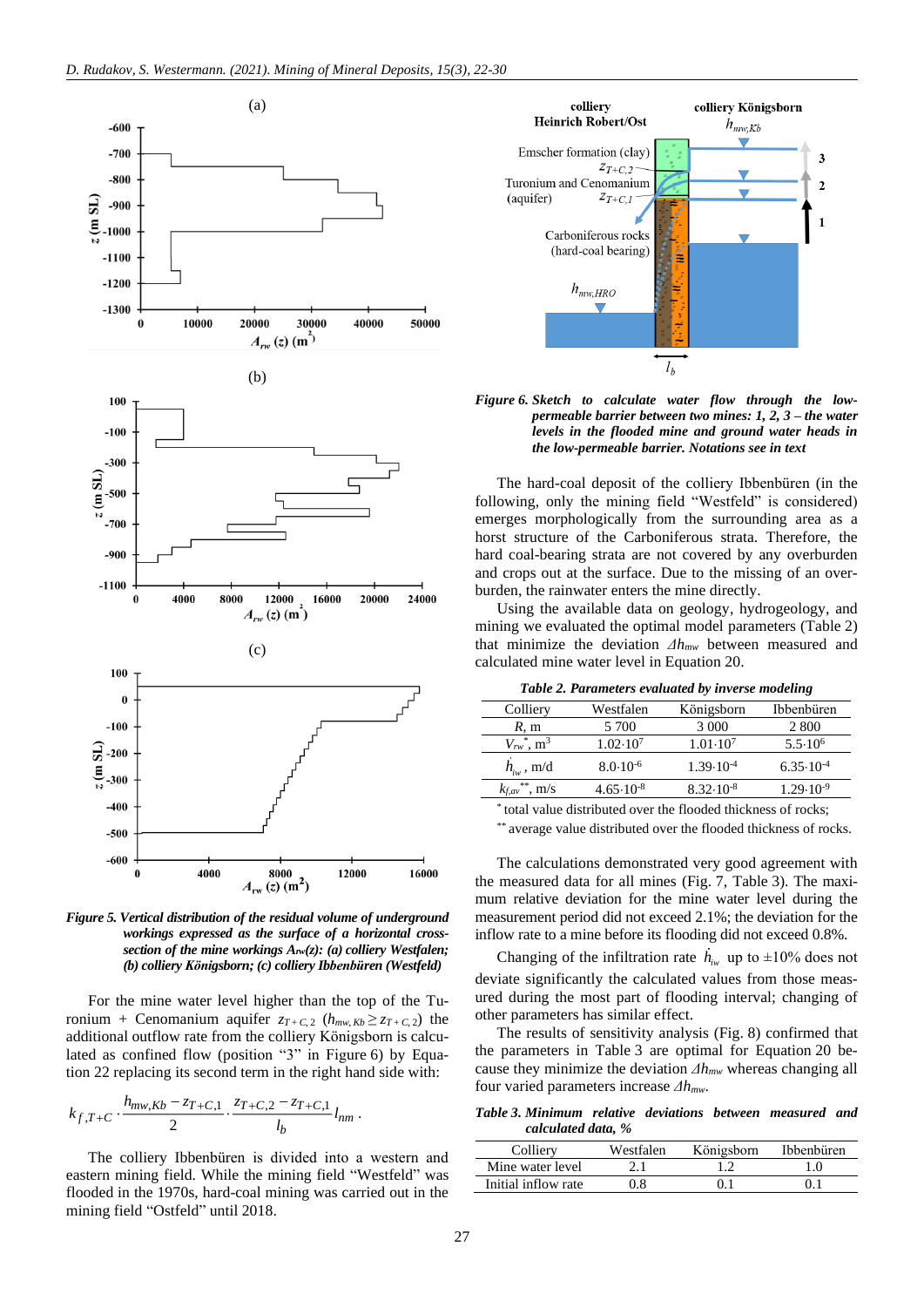*Figure 5. Vertical distribution of the residual volume of underground workings expressed as the surface of a horizontal cross-section of the mine workings $A_{rw}(z)$: (a) colliery Westfalen; (b) colliery Königsborn; (c) colliery Ibbenbüren (Westfeld)*

For the mine water level higher than the top of the Turonium + Cenomanium aquifer $z_{T+C,2}$ ($h_{mw,Kb} \geq z_{T+C,2}$) the additional outflow rate from the colliery Königsborn is calculated as confined flow (position "3" in Figure 6) by Equation 22 replacing its second term in the right hand side with:

$$k_{f,T+C} \cdot \frac{h_{mw,Kb} - z_{T+C,1}}{2} \cdot \frac{z_{T+C,2} - z_{T+C,1}}{l_b} l_{nm} .$$

The colliery Ibbenbüren is divided into a western and eastern mining field. While the mining field "Westfeld" was flooded in the 1970s, hard-coal mining was carried out in the mining field "Ostfeld" until 2018.

*Figure 6. Sketch to calculate water flow through the low-permeable barrier between two mines: 1, 2, 3 – the water levels in the flooded mine and ground water heads in the low-permeable barrier. Notations see in text*

The hard-coal deposit of the colliery Ibbenbüren (in the following, only the mining field "Westfeld" is considered) emerges morphologically from the surrounding area as a horst structure of the Carboniferous strata. Therefore, the hard coal-bearing strata are not covered by any overburden and crops out at the surface. Due to the missing of an overburden, the rainwater enters the mine directly.

Using the available data on geology, hydrogeology, and mining we evaluated the optimal model parameters (Table 2) that minimize the deviation $\Delta h_{mw}$ between measured and calculated mine water level in Equation 20.

*Table 2. Parameters evaluated by inverse modeling*

| Colliery | Westfalen | Königsborn | Ibbenbüren |
|---|---|---|---|
| $R$, m | 5 700 | 3 000 | 2 800 |
| $V_{rw}$*, m³ | $1.02 \cdot 10^{7}$ | $1.01 \cdot 10^{7}$ | $5.5 \cdot 10^{6}$ |
| $\dot{h}_{iw}$, m/d | $8.0 \cdot 10^{-6}$ | $1.39 \cdot 10^{-4}$ | $6.35 \cdot 10^{-4}$ |
| $k_{f,av}$**, m/s | $4.65 \cdot 10^{-8}$ | $8.32 \cdot 10^{-8}$ | $1.29 \cdot 10^{-9}$ |

\* total value distributed over the flooded thickness of rocks;
\** average value distributed over the flooded thickness of rocks.

The calculations demonstrated very good agreement with the measured data for all mines (Fig. 7, Table 3). The maximum relative deviation for the mine water level during the measurement period did not exceed 2.1%; the deviation for the inflow rate to a mine before its flooding did not exceed 0.8%.

Changing of the infiltration rate $\dot{h}_{iw}$ up to ±10% does not deviate significantly the calculated values from those measured during the most part of flooding interval; changing of other parameters has similar effect.

The results of sensitivity analysis (Fig. 8) confirmed that the parameters in Table 3 are optimal for Equation 20 because they minimize the deviation $\Delta h_{mw}$ whereas changing all four varied parameters increase $\Delta h_{mw}$.

*Table 3. Minimum relative deviations between measured and calculated data, %*

| Colliery | Westfalen | Königsborn | Ibbenbüren |
|---|---|---|---|
| Mine water level | 2.1 | 1.2 | 1.0 |
| Initial inflow rate | 0.8 | 0.1 | 0.1 |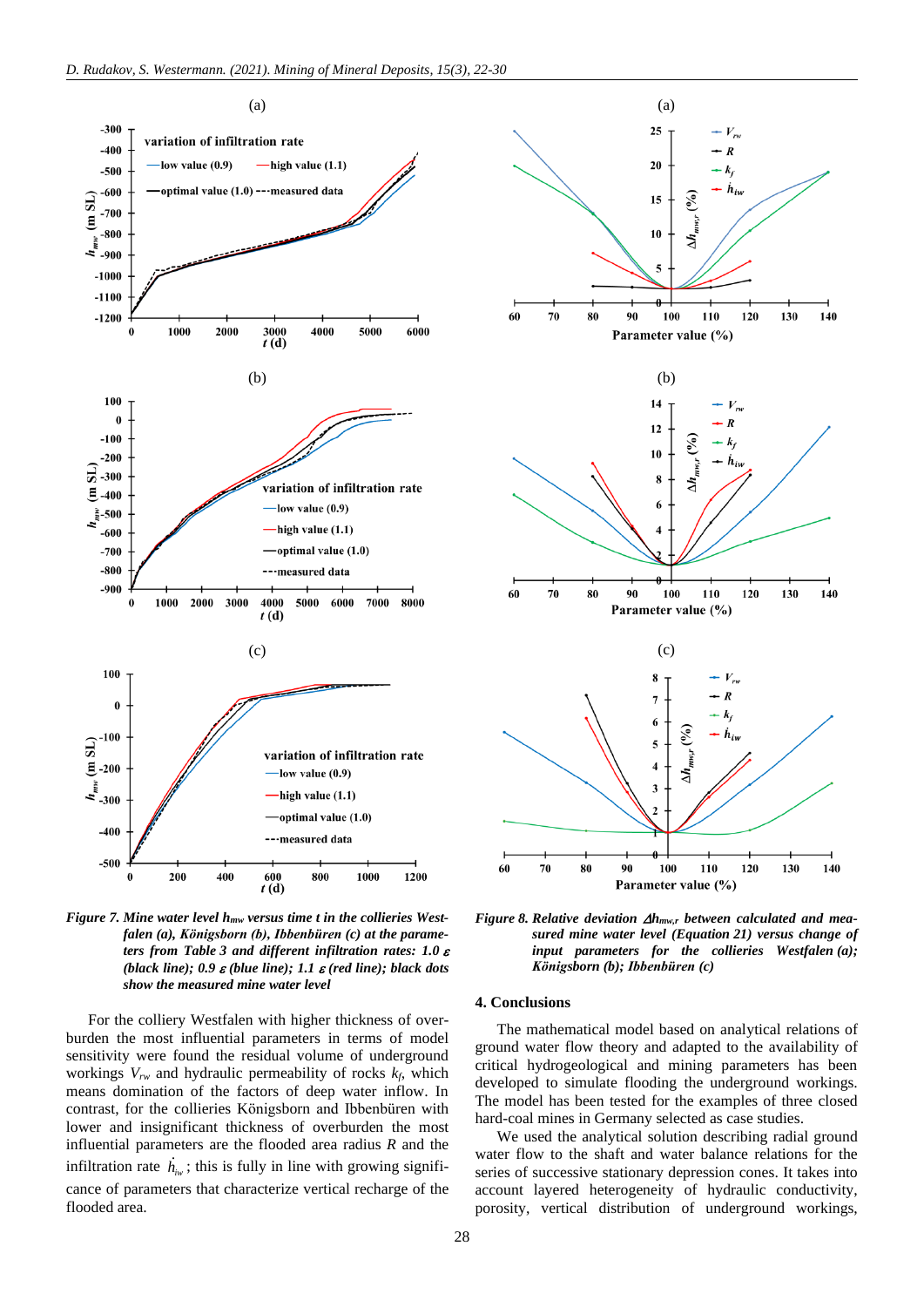*Figure 7. Mine water level $h_{mw}$ versus time t in the collieries Westfalen (a), Königsborn (b), Ibbenbüren (c) at the parameters from Table 3 and different infiltration rates: 1.0 ε (black line); 0.9 ε (blue line); 1.1 ε (red line); black dots show the measured mine water level*

*Figure 8. Relative deviation $\Delta h_{mw,r}$ between calculated and measured mine water level (Equation 21) versus change of input parameters for the collieries Westfalen (a); Königsborn (b); Ibbenbüren (c)*

For the colliery Westfalen with higher thickness of overburden the most influential parameters in terms of model sensitivity were found the residual volume of underground workings $V_{rw}$ and hydraulic permeability of rocks $k_f$, which means domination of the factors of deep water inflow. In contrast, for the collieries Königsborn and Ibbenbüren with lower and insignificant thickness of overburden the most influential parameters are the flooded area radius $R$ and the infiltration rate $\dot{h}_{iw}$; this is fully in line with growing significance of parameters that characterize vertical recharge of the flooded area.

## 4. Conclusions

The mathematical model based on analytical relations of ground water flow theory and adapted to the availability of critical hydrogeological and mining parameters has been developed to simulate flooding the underground workings. The model has been tested for the examples of three closed hard-coal mines in Germany selected as case studies.

We used the analytical solution describing radial ground water flow to the shaft and water balance relations for the series of successive stationary depression cones. It takes into account layered heterogeneity of hydraulic conductivity, porosity, vertical distribution of underground workings,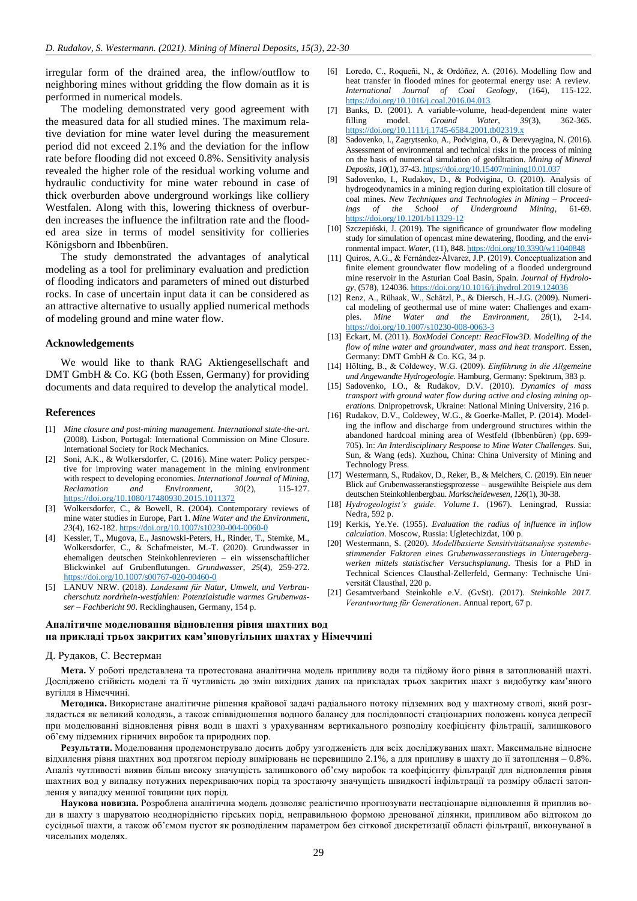irregular form of the drained area, the inflow/outflow to neighboring mines without gridding the flow domain as it is performed in numerical models.

The modeling demonstrated very good agreement with the measured data for all studied mines. The maximum relative deviation for mine water level during the measurement period did not exceed 2.1% and the deviation for the inflow rate before flooding did not exceed 0.8%. Sensitivity analysis revealed the higher role of the residual working volume and hydraulic conductivity for mine water rebound in case of thick overburden above underground workings like colliery Westfalen. Along with this, lowering thickness of overburden increases the influence the infiltration rate and the flooded area size in terms of model sensitivity for collieries Königsborn and Ibbenbüren.

The study demonstrated the advantages of analytical modeling as a tool for preliminary evaluation and prediction of flooding indicators and parameters of mined out disturbed rocks. In case of uncertain input data it can be considered as an attractive alternative to usually applied numerical methods of modeling ground and mine water flow.

### Acknowledgements

We would like to thank RAG Aktiengesellschaft and DMT GmbH & Co. KG (both Essen, Germany) for providing documents and data required to develop the analytical model.

### References

[1] *Mine closure and post-mining management. International state-of-the-art.* (2008). Lisbon, Portugal: International Commission on Mine Closure. International Society for Rock Mechanics.

[2] Soni, A.K., & Wolkersdorfer, C. (2016). Mine water: Policy perspective for improving water management in the mining environment with respect to developing economies. *International Journal of Mining, Reclamation and Environment*, *30*(2), 115-127. https://doi.org/10.1080/17480930.2015.1011372

[3] Wolkersdorfer, C., & Bowell, R. (2004). Contemporary reviews of mine water studies in Europe, Part 1. *Mine Water and the Environment*, *23*(4), 162-182. https://doi.org/10.1007/s10230-004-0060-0

[4] Kessler, T., Mugova, E., Jasnowski-Peters, H., Rinder, T., Stemke, M., Wolkersdorfer, C., & Schafmeister, M.-T. (2020). Grundwasser in ehemaligen deutschen Steinkohlenrevieren – ein wissenschaftlicher Blickwinkel auf Grubenflutungen. *Grundwasser*, *25*(4), 259-272. https://doi.org/10.1007/s00767-020-00460-0

[5] LANUV NRW. (2018). *Landesamt für Natur, Umwelt, und Verbraucherschutz nordrhein-westfahlen: Potenzialstudie warmes Grubenwasser – Fachbericht 90*. Recklinghausen, Germany, 154 p.

[6] Loredo, C., Roqueñi, N., & Ordóñez, A. (2016). Modelling flow and heat transfer in flooded mines for geotermal energy use: A review. *International Journal of Coal Geology*, (164), 115-122. https://doi.org/10.1016/j.coal.2016.04.013

[7] Banks, D. (2001). A variable-volume, head-dependent mine water filling model. *Ground Water*, *39*(3), 362-365. https://doi.org/10.1111/j.1745-6584.2001.tb02319.x

[8] Sadovenko, I., Zagrytsenko, A., Podvigina, O., & Derevyagina, N. (2016). Assessment of environmental and technical risks in the process of mining on the basis of numerical simulation of geofiltration. *Mining of Mineral Deposits*, *10*(1), 37-43. https://doi.org/10.15407/mining10.01.037

[9] Sadovenko, I., Rudakov, D., & Podvigina, O. (2010). Analysis of hydrogeodynamics in a mining region during exploitation till closure of coal mines. *New Techniques and Technologies in Mining – Proceedings of the School of Underground Mining*, 61-69. https://doi.org/10.1201/b11329-12

[10] Szczepiński, J. (2019). The significance of groundwater flow modeling study for simulation of opencast mine dewatering, flooding, and the environmental impact. *Water*, (11), 848. https://doi.org/10.3390/w11040848

[11] Quiros, A.G., & Fernández-Álvarez, J.P. (2019). Conceptualization and finite element groundwater flow modeling of a flooded underground mine reservoir in the Asturian Coal Basin, Spain. *Journal of Hydrology*, (578), 124036. https://doi.org/10.1016/j.jhydrol.2019.124036

[12] Renz, A., Rühaak, W., Schätzl, P., & Diersch, H.-J.G. (2009). Numerical modeling of geothermal use of mine water: Challenges and examples. *Mine Water and the Environment*, *28*(1), 2-14. https://doi.org/10.1007/s10230-008-0063-3

[13] Eckart, M. (2011). *BoxModel Concept: ReacFlow3D. Modelling of the flow of mine water and groundwater, mass and heat transport*. Essen, Germany: DMT GmbH & Co. KG, 34 p.

[14] Hölting, B., & Coldewey, W.G. (2009). *Einführung in die Allgemeine und Angewandte Hydrogeologie*. Hamburg, Germany: Spektrum, 383 p.

[15] Sadovenko, I.O., & Rudakov, D.V. (2010). *Dynamics of mass transport with ground water flow during active and closing mining operations*. Dnipropetrovsk, Ukraine: National Mining University, 216 p.

[16] Rudakov, D.V., Coldewey, W.G., & Goerke-Mallet, P. (2014). Modeling the inflow and discharge from underground structures within the abandoned hardcoal mining area of Westfeld (Ibbenbüren) (pp. 699-705). In: *An Interdisciplinary Response to Mine Water Challenges*. Sui, Sun, & Wang (eds). Xuzhou, China: China University of Mining and Technology Press.

[17] Westermann, S., Rudakov, D., Reker, B., & Melchers, C. (2019). Ein neuer Blick auf Grubenwasseranstiegsprozesse – ausgewählte Beispiele aus dem deutschen Steinkohlenbergbau. *Markscheidewesen*, *126*(1), 30-38.

[18] *Hydrogeologist's guide*. *Volume 1*. (1967). Leningrad, Russia: Nedra, 592 p.

[19] Kerkis, Ye.Ye. (1955). *Evaluation the radius of influence in inflow calculation*. Moscow, Russia: Ugletechizdat, 100 p.

[20] Westermann, S. (2020). *Modellbasierte Sensitivitätsanalyse systembestimmender Faktoren eines Grubenwasseranstiegs in Untertagebergwerken mittels statistischer Versuchsplanung*. Thesis for a PhD in Technical Sciences Clausthal-Zellerfeld, Germany: Technische Universität Clausthal, 220 p.

[21] Gesamtverband Steinkohle e.V. (GvSt). (2017). *Steinkohle 2017. Verantwortung für Generationen*. Annual report, 67 p.

## Аналітичне моделювання відновлення рівня шахтних вод на прикладі трьох закритих кам'яновугільних шахтах у Німеччині

Д. Рудаков, С. Вестерман

**Мета.** У роботі представлена та протестована аналітична модель припливу води та підйому його рівня в затоплюваній шахті. Досліджено стійкість моделі та її чутливість до змін вихідних даних на прикладах трьох закритих шахт з видобутку кам'яного вугілля в Німеччині.

**Методика.** Використане аналітичне рішення крайової задачі радіального потоку підземних вод у шахтному стволі, який розглядається як великий колодязь, а також співвідношення водного балансу для послідовності стаціонарних положень конуса депресії при моделюванні відновлення рівня води в шахті з урахуванням вертикального розподілу коефіцієнту фільтрації, залишкового об'єму підземних гірничих виробок та природних пор.

**Результати.** Моделювання продемонструвало досить добру узгодженість для всіх досліджуваних шахт. Максимальне відносне відхилення рівня шахтних вод протягом періоду вимірювань не перевищило 2.1%, а для припливу в шахту до її затоплення – 0.8%. Аналіз чутливості виявив більш високу значущість залишкового об'єму виробок та коефіцієнту фільтрації для відновлення рівня шахтних вод у випадку потужних перекриваючих порід та зростаючу значущість швидкості інфільтрації та розміру області затоплення у випадку меншої товщини цих порід.

**Наукова новизна.** Розроблена аналітична модель дозволяє реалістично прогнозувати нестаціонарне відновлення й приплив води в шахту з шаруватою неоднорідністю гірських порід, неправильною формою дренованої ділянки, припливом або відтоком до сусідньої шахти, а також об'ємом пустот як розподіленим параметром без сіткової дискретизації області фільтрації, виконуваної в чисельних моделях.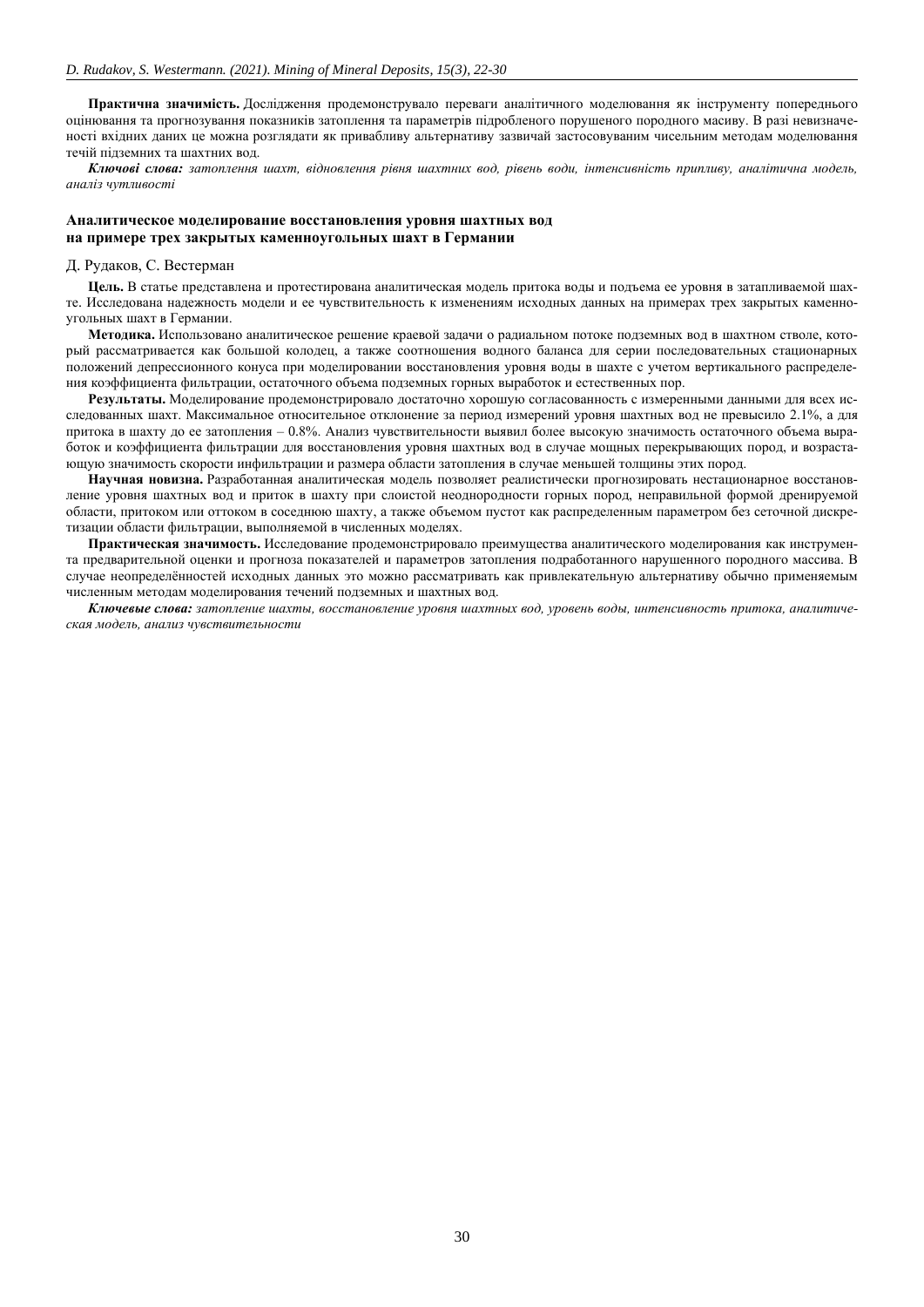**Практична значимість.** Дослідження продемонструвало переваги аналітичного моделювання як інструменту попереднього оцінювання та прогнозування показників затоплення та параметрів підробленого порушеного породного масиву. В разі невизначеності вхідних даних це можна розглядати як привабливу альтернативу зазвичай застосовуваним чисельним методам моделювання течій підземних та шахтних вод.

***Ключові слова:*** *затоплення шахт, відновлення рівня шахтних вод, рівень води, інтенсивність припливу, аналітична модель, аналіз чутливості*

## Аналитическое моделирование восстановления уровня шахтных вод на примере трех закрытых каменноугольных шахт в Германии

Д. Рудаков, С. Вестерман

**Цель.** В статье представлена и протестирована аналитическая модель притока воды и подъема ее уровня в затапливаемой шахте. Исследована надежность модели и ее чувствительность к изменениям исходных данных на примерах трех закрытых каменноугольных шахт в Германии.

**Методика.** Использовано аналитическое решение краевой задачи о радиальном потоке подземных вод в шахтном стволе, который рассматривается как большой колодец, а также соотношения водного баланса для серии последовательных стационарных положений депрессионного конуса при моделировании восстановления уровня воды в шахте с учетом вертикального распределения коэффициента фильтрации, остаточного объема подземных горных выработок и естественных пор.

**Результаты.** Моделирование продемонстрировало достаточно хорошую согласованность с измеренными данными для всех исследованных шахт. Максимальное относительное отклонение за период измерений уровня шахтных вод не превысило 2.1%, а для притока в шахту до ее затопления – 0.8%. Анализ чувствительности выявил более высокую значимость остаточного объема выработок и коэффициента фильтрации для восстановления уровня шахтных вод в случае мощных перекрывающих пород, и возрастающую значимость скорости инфильтрации и размера области затопления в случае меньшей толщины этих пород.

**Научная новизна.** Разработанная аналитическая модель позволяет реалистически прогнозировать нестационарное восстановление уровня шахтных вод и приток в шахту при слоистой неоднородности горных пород, неправильной формой дренируемой области, притоком или оттоком в соседнюю шахту, а также объемом пустот как распределенным параметром без сеточной дискретизации области фильтрации, выполняемой в численных моделях.

**Практическая значимость.** Исследование продемонстрировало преимущества аналитического моделирования как инструмента предварительной оценки и прогноза показателей и параметров затопления подработанного нарушенного породного массива. В случае неопределённостей исходных данных это можно рассматривать как привлекательную альтернативу обычно применяемым численным методам моделирования течений подземных и шахтных вод.

***Ключевые слова:*** *затопление шахты, восстановление уровня шахтных вод, уровень воды, интенсивность притока, аналитическая модель, анализ чувствительности*